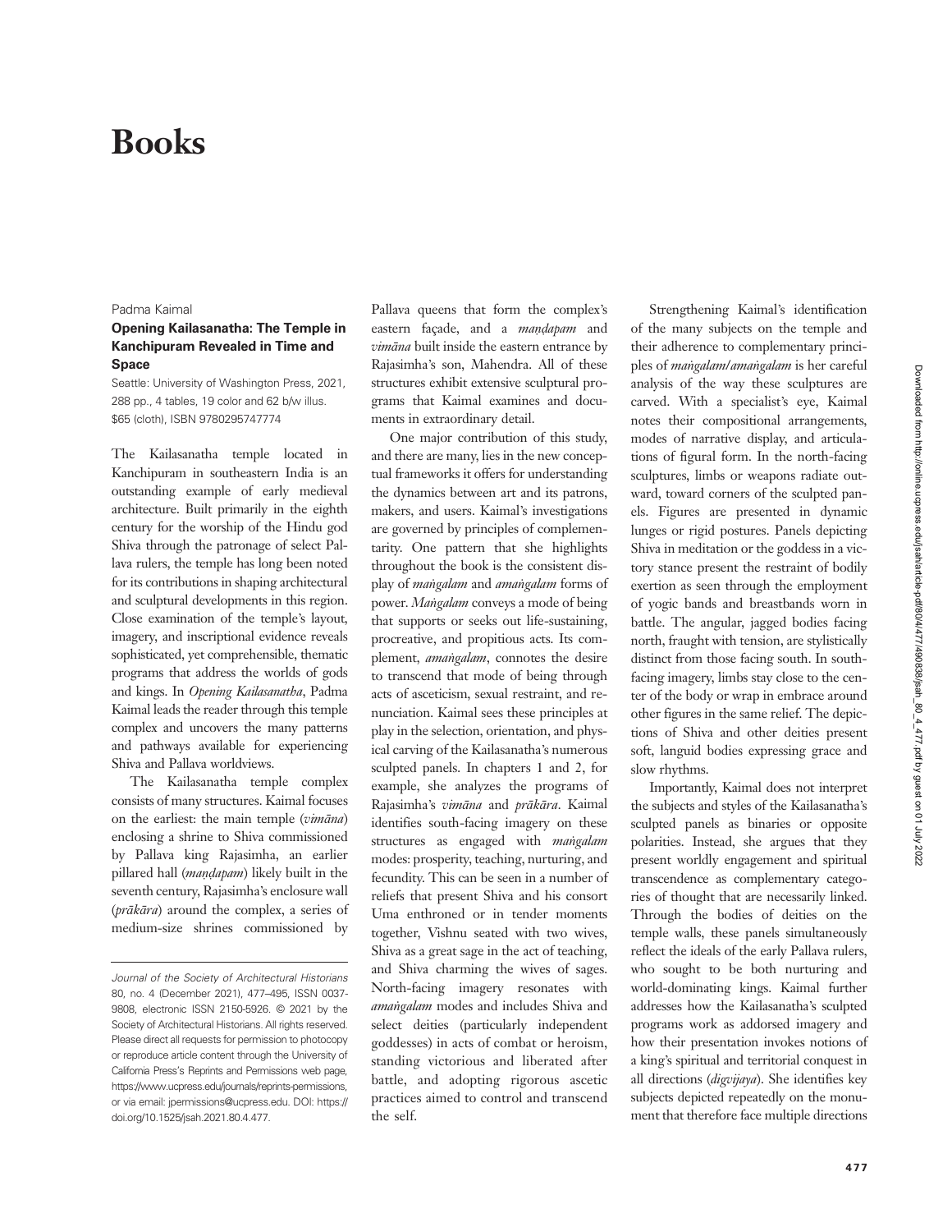# Books

Padma Kaimal

### Opening Kailasanatha: The Temple in Kanchipuram Revealed in Time and Space

Seattle: University of Washington Press, 2021, 288 pp., 4 tables, 19 color and 62 b/w illus. $65 (cloth), ISBN 9780295747774

The Kailasanatha temple located in Kanchipuram in southeastern India is an outstanding example of early medieval architecture. Built primarily in the eighth century for the worship of the Hindu god Shiva through the patronage of select Pallava rulers, the temple has long been noted for its contributions in shaping architectural and sculptural developments in this region. Close examination of the temple's layout, imagery, and inscriptional evidence reveals sophisticated, yet comprehensible, thematic programs that address the worlds of gods and kings. In *Opening Kailasanatha*, Padma Kaimal leads the reader through this temple complex and uncovers the many patterns and pathways available for experiencing Shiva and Pallava worldviews.

The Kailasanatha temple complex consists of many structures. Kaimal focuses on the earliest: the main temple (*vimāna*) enclosing a shrine to Shiva commissioned by Pallava king Rajasimha, an earlier pillared hall (*maṇḍapam*) likely built in the seventh century, Rajasimha's enclosure wall (*prākāra*) around the complex, a series of medium-size shrines commissioned by Pallava queens that form the complex's eastern façade, and a *maṇḍapam* and *vimāna* built inside the eastern entrance by Rajasimha's son, Mahendra. All of these structures exhibit extensive sculptural programs that Kaimal examines and documents in extraordinary detail.

One major contribution of this study, and there are many, lies in the new conceptual frameworks it offers for understanding the dynamics between art and its patrons, makers, and users. Kaimal's investigations are governed by principles of complementarity. One pattern that she highlights throughout the book is the consistent display of *maṅgalam* and *amaṅgalam* forms of power. *Maṅgalam* conveys a mode of being that supports or seeks out life-sustaining, procreative, and propitious acts. Its complement, *amaṅgalam*, connotes the desire to transcend that mode of being through acts of asceticism, sexual restraint, and renunciation. Kaimal sees these principles at play in the selection, orientation, and physical carving of the Kailasanatha's numerous sculpted panels. In chapters 1 and 2, for example, she analyzes the programs of Rajasimha's *vimāna* and *prākāra*. Kaimal identifies south-facing imagery on these structures as engaged with *maṅgalam* modes: prosperity, teaching, nurturing, and fecundity. This can be seen in a number of reliefs that present Shiva and his consort Uma enthroned or in tender moments together, Vishnu seated with two wives, Shiva as a great sage in the act of teaching, and Shiva charming the wives of sages. North-facing imagery resonates with *amaṅgalam* modes and includes Shiva and select deities (particularly independent goddesses) in acts of combat or heroism, standing victorious and liberated after battle, and adopting rigorous ascetic practices aimed to control and transcend the self.

Strengthening Kaimal's identification of the many subjects on the temple and their adherence to complementary principles of *maṅgalam/amaṅgalam* is her careful analysis of the way these sculptures are carved. With a specialist's eye, Kaimal notes their compositional arrangements, modes of narrative display, and articulations of figural form. In the north-facing sculptures, limbs or weapons radiate outward, toward corners of the sculpted panels. Figures are presented in dynamic lunges or rigid postures. Panels depicting Shiva in meditation or the goddess in a victory stance present the restraint of bodily exertion as seen through the employment of yogic bands and breastbands worn in battle. The angular, jagged bodies facing north, fraught with tension, are stylistically distinct from those facing south. In south-facing imagery, limbs stay close to the center of the body or wrap in embrace around other figures in the same relief. The depictions of Shiva and other deities present soft, languid bodies expressing grace and slow rhythms.

Importantly, Kaimal does not interpret the subjects and styles of the Kailasanatha's sculpted panels as binaries or opposite polarities. Instead, she argues that they present worldly engagement and spiritual transcendence as complementary categories of thought that are necessarily linked. Through the bodies of deities on the temple walls, these panels simultaneously reflect the ideals of the early Pallava rulers, who sought to be both nurturing and world-dominating kings. Kaimal further addresses how the Kailasanatha's sculpted programs work as addorsed imagery and how their presentation invokes notions of a king's spiritual and territorial conquest in all directions (*digvijaya*). She identifies key subjects depicted repeatedly on the monument that therefore face multiple directions

*Journal of the Society of Architectural Historians* 80, no. 4 (December 2021), 477–495, ISSN 0037-9808, electronic ISSN 2150-5926. © 2021 by the Society of Architectural Historians. All rights reserved. Please direct all requests for permission to photocopy or reproduce article content through the University of California Press's Reprints and Permissions web page, https://www.ucpress.edu/journals/reprints-permissions, or via email: jpermissions@ucpress.edu. DOI: https://doi.org/10.1525/jsah.2021.80.4.477.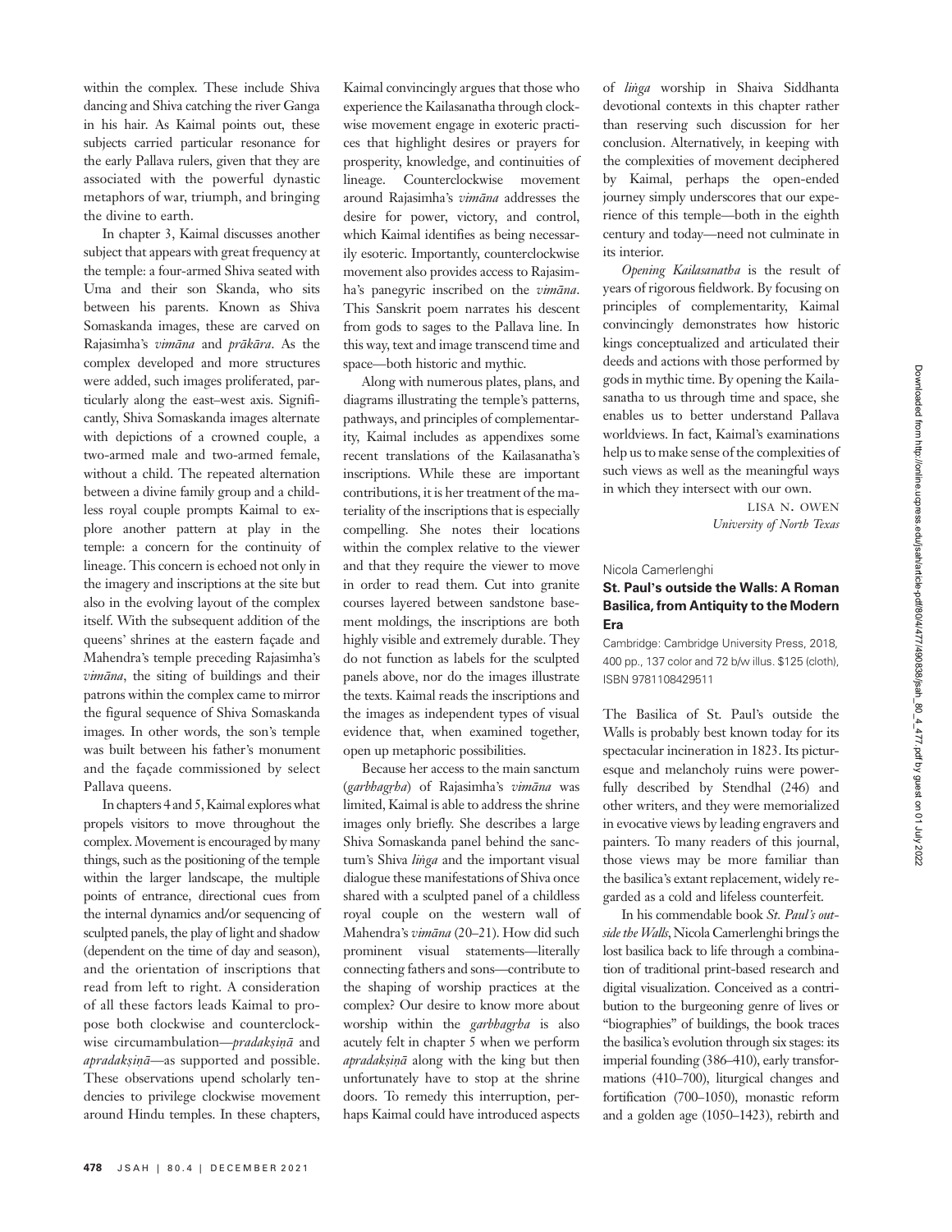within the complex. These include Shiva dancing and Shiva catching the river Ganga in his hair. As Kaimal points out, these subjects carried particular resonance for the early Pallava rulers, given that they are associated with the powerful dynastic metaphors of war, triumph, and bringing the divine to earth.

In chapter 3, Kaimal discusses another subject that appears with great frequency at the temple: a four-armed Shiva seated with Uma and their son Skanda, who sits between his parents. Known as Shiva Somaskanda images, these are carved on Rajasimha's *vimāna* and *prākāra*. As the complex developed and more structures were added, such images proliferated, particularly along the east–west axis. Significantly, Shiva Somaskanda images alternate with depictions of a crowned couple, a two-armed male and two-armed female, without a child. The repeated alternation between a divine family group and a childless royal couple prompts Kaimal to explore another pattern at play in the temple: a concern for the continuity of lineage. This concern is echoed not only in the imagery and inscriptions at the site but also in the evolving layout of the complex itself. With the subsequent addition of the queens' shrines at the eastern façade and Mahendra's temple preceding Rajasimha's *vimāna*, the siting of buildings and their patrons within the complex came to mirror the figural sequence of Shiva Somaskanda images. In other words, the son's temple was built between his father's monument and the façade commissioned by select Pallava queens.

In chapters 4 and 5, Kaimal explores what propels visitors to move throughout the complex. Movement is encouraged by many things, such as the positioning of the temple within the larger landscape, the multiple points of entrance, directional cues from the internal dynamics and/or sequencing of sculpted panels, the play of light and shadow (dependent on the time of day and season), and the orientation of inscriptions that read from left to right. A consideration of all these factors leads Kaimal to propose both clockwise and counterclockwise circumambulation—*pradakṣiṇā* and *apradakṣiṇā*—as supported and possible. These observations upend scholarly tendencies to privilege clockwise movement around Hindu temples. In these chapters, Kaimal convincingly argues that those who experience the Kailasanatha through clockwise movement engage in exoteric practices that highlight desires or prayers for prosperity, knowledge, and continuities of lineage. Counterclockwise movement around Rajasimha's *vimāna* addresses the desire for power, victory, and control, which Kaimal identifies as being necessarily esoteric. Importantly, counterclockwise movement also provides access to Rajasimha's panegyric inscribed on the *vimāna*. This Sanskrit poem narrates his descent from gods to sages to the Pallava line. In this way, text and image transcend time and space—both historic and mythic.

Along with numerous plates, plans, and diagrams illustrating the temple's patterns, pathways, and principles of complementarity, Kaimal includes as appendixes some recent translations of the Kailasanatha's inscriptions. While these are important contributions, it is her treatment of the materiality of the inscriptions that is especially compelling. She notes their locations within the complex relative to the viewer and that they require the viewer to move in order to read them. Cut into granite courses layered between sandstone basement moldings, the inscriptions are both highly visible and extremely durable. They do not function as labels for the sculpted panels above, nor do the images illustrate the texts. Kaimal reads the inscriptions and the images as independent types of visual evidence that, when examined together, open up metaphoric possibilities.

Because her access to the main sanctum (*garbhagrha*) of Rajasimha's *vimāna* was limited, Kaimal is able to address the shrine images only briefly. She describes a large Shiva Somaskanda panel behind the sanctum's Shiva *liṅga* and the important visual dialogue these manifestations of Shiva once shared with a sculpted panel of a childless royal couple on the western wall of Mahendra's *vimāna* (20–21). How did such prominent visual statements—literally connecting fathers and sons—contribute to the shaping of worship practices at the complex? Our desire to know more about worship within the *garbhagrha* is also acutely felt in chapter 5 when we perform *apradakṣiṇā* along with the king but then unfortunately have to stop at the shrine doors. To remedy this interruption, perhaps Kaimal could have introduced aspects of *liṅga* worship in Shaiva Siddhanta devotional contexts in this chapter rather than reserving such discussion for her conclusion. Alternatively, in keeping with the complexities of movement deciphered by Kaimal, perhaps the open-ended journey simply underscores that our experience of this temple—both in the eighth century and today—need not culminate in its interior.

*Opening Kailasanatha* is the result of years of rigorous fieldwork. By focusing on principles of complementarity, Kaimal convincingly demonstrates how historic kings conceptualized and articulated their deeds and actions with those performed by gods in mythic time. By opening the Kailasanatha to us through time and space, she enables us to better understand Pallava worldviews. In fact, Kaimal's examinations help us to make sense of the complexities of such views as well as the meaningful ways in which they intersect with our own.

LISA N. OWEN
*University of North Texas*

Nicola Camerlenghi

### St. Paul's outside the Walls: A Roman Basilica, from Antiquity to the Modern Era

Cambridge: Cambridge University Press, 2018, 400 pp., 137 color and 72 b/w illus. $125 (cloth), ISBN 9781108429511

The Basilica of St. Paul's outside the Walls is probably best known today for its spectacular incineration in 1823. Its picturesque and melancholy ruins were powerfully described by Stendhal (246) and other writers, and they were memorialized in evocative views by leading engravers and painters. To many readers of this journal, those views may be more familiar than the basilica's extant replacement, widely regarded as a cold and lifeless counterfeit.

In his commendable book *St. Paul's outside the Walls*, Nicola Camerlenghi brings the lost basilica back to life through a combination of traditional print-based research and digital visualization. Conceived as a contribution to the burgeoning genre of lives or "biographies" of buildings, the book traces the basilica's evolution through six stages: its imperial founding (386–410), early transformations (410–700), liturgical changes and fortification (700–1050), monastic reform and a golden age (1050–1423), rebirth and